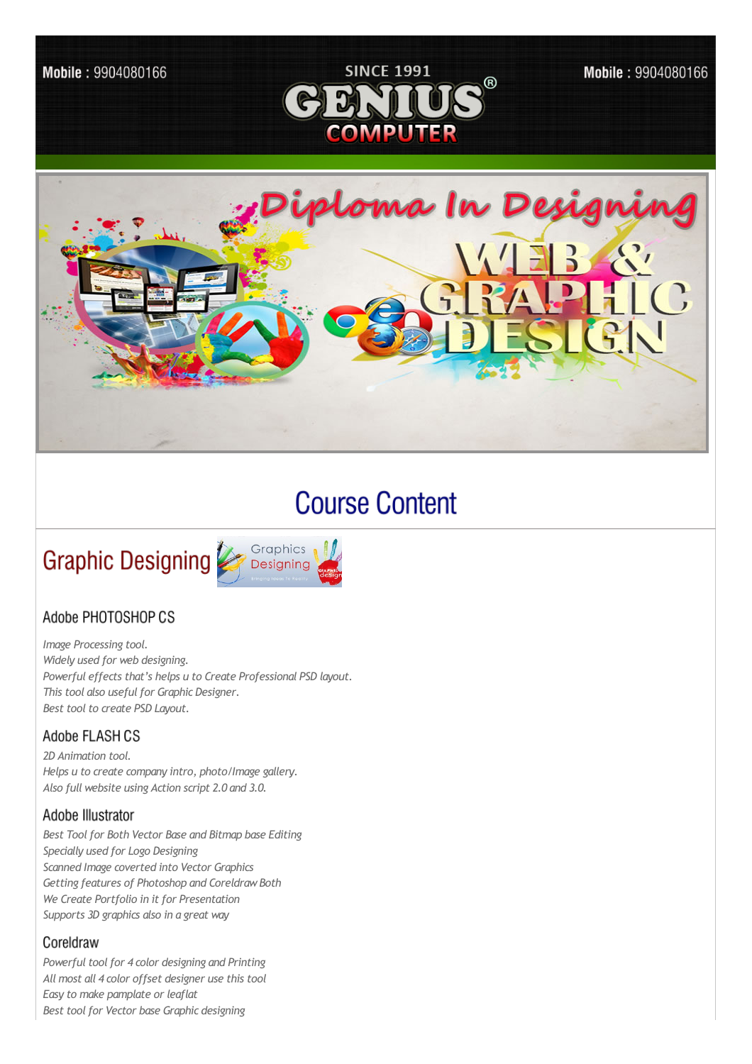Mobile : 9904080166

SINCE 1991

GENIUS®

COMPUTER

Mobile : 9904080166

Diploma In Designing

WEB & GRAPHIC DESIGN

# Course Content

## Graphic Designging

### Adobe PHOTOSHOP CS

*Image Processing tool.*
*Widely used for web designing.*
*Powerful effects that's helps u to Create Professional PSD layout.*
*This tool also useful for Graphic Designer.*
*Best tool to create PSD Layout.*

### Adobe FLASH CS

*2D Animation tool.*
*Helps u to create company intro, photo/Image gallery.*
*Also full website using Action script 2.0 and 3.0.*

### Adobe Illustrator

*Best Tool for Both Vector Base and Bitmap base Editing*
*Specially used for Logo Designing*
*Scanned Image coverted into Vector Graphics*
*Getting features of Photoshop and Coreldraw Both*
*We Create Portfolio in it for Presentation*
*Supports 3D graphics also in a great way*

### Coreldraw

*Powerful tool for 4 color designing and Printing*
*All most all 4 color offset designer use this tool*
*Easy to make pamplate or leaflat*
*Best tool for Vector base Graphic designing*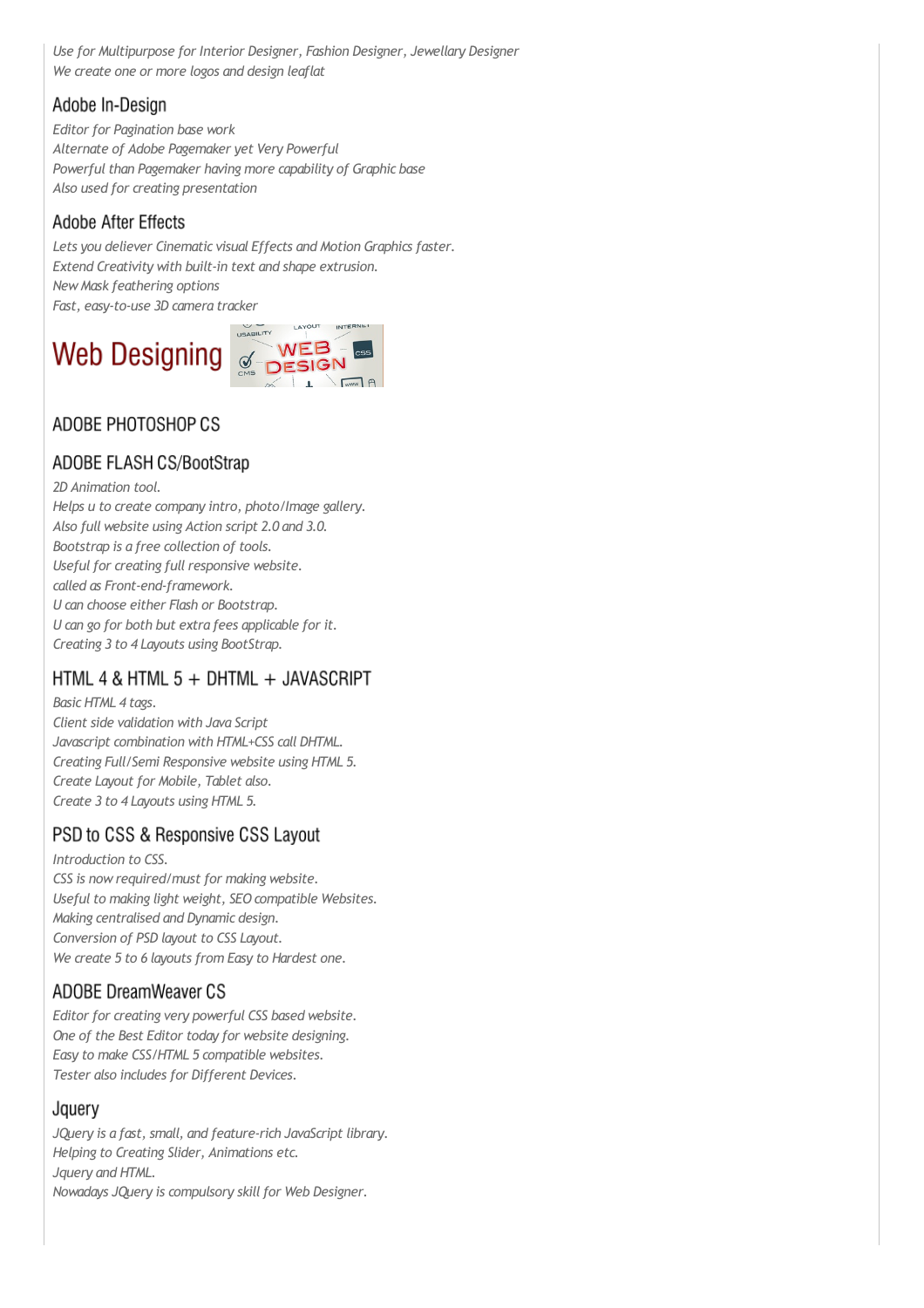*Use for Multipurpose for Interior Designer, Fashion Designer, Jewellary Designer*
*We create one or more logos and design leaflat*

### Adobe In-Design

*Editor for Pagination base work*
*Alternate of Adobe Pagemaker yet Very Powerful*
*Powerful than Pagemaker having more capability of Graphic base*
*Also used for creating presentation*

### Adobe After Effects

*Lets you deliever Cinematic visual Effects and Motion Graphics faster.*
*Extend Creativity with built-in text and shape extrusion.*
*New Mask feathering options*
*Fast, easy-to-use 3D camera tracker*

## Web Designing

### ADOBE PHOTOSHOP CS

### ADOBE FLASH CS/BootStrap

*2D Animation tool.*
*Helps u to create company intro, photo/Image gallery.*
*Also full website using Action script 2.0 and 3.0.*
*Bootstrap is a free collection of tools.*
*Useful for creating full responsive website.*
*called as Front-end-framework.*
*U can choose either Flash or Bootstrap.*
*U can go for both but extra fees applicable for it.*
*Creating 3 to 4 Layouts using BootStrap.*

### HTML 4 & HTML 5 + DHTML + JAVASCRIPT

*Basic HTML 4 tags.*
*Client side validation with Java Script*
*Javascript combination with HTML+CSS call DHTML.*
*Creating Full/Semi Responsive website using HTML 5.*
*Create Layout for Mobile, Tablet also.*
*Create 3 to 4 Layouts using HTML 5.*

### PSD to CSS & Responsive CSS Layout

*Introduction to CSS.*
*CSS is now required/must for making website.*
*Useful to making light weight, SEO compatible Websites.*
*Making centralised and Dynamic design.*
*Conversion of PSD layout to CSS Layout.*
*We create 5 to 6 layouts from Easy to Hardest one.*

### ADOBE DreamWeaver CS

*Editor for creating very powerful CSS based website.*
*One of the Best Editor today for website designing.*
*Easy to make CSS/HTML 5 compatible websites.*
*Tester also includes for Different Devices.*

### Jquery

*JQuery is a fast, small, and feature-rich JavaScript library.*
*Helping to Creating Slider, Animations etc.*
*Jquery and HTML.*
*Nowadays JQuery is compulsory skill for Web Designer.*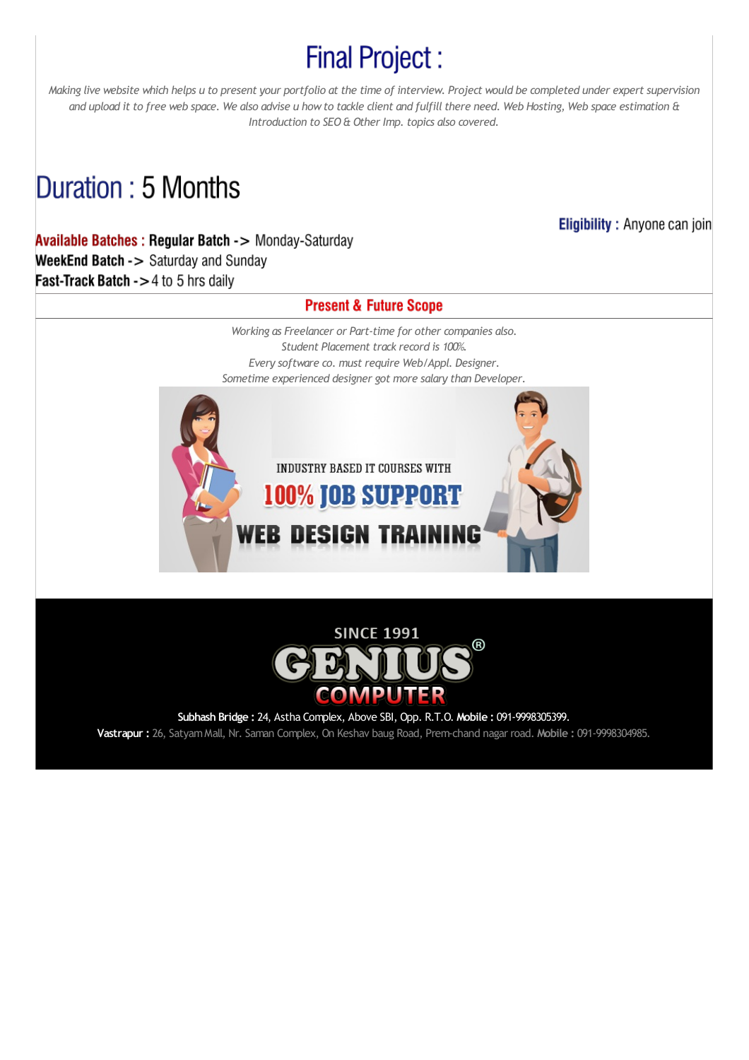# Final Project :

*Making live website which helps u to present your portfolio at the time of interview. Project would be completed under expert supervision and upload it to free web space. We also advise u how to tackle client and fulfill there need. Web Hosting, Web space estimation & Introduction to SEO & Other Imp. topics also covered.*

## Duration : 5 Months

**Eligibility :** Anyone can join

**Available Batches : Regular Batch ->** Monday-Saturday
**WeekEnd Batch ->** Saturday and Sunday
**Fast-Track Batch ->** 4 to 5 hrs daily

### Present & Future Scope

*Working as Freelancer or Part-time for other companies also.*
*Student Placement track record is 100%.*
*Every software co. must require Web/Appl. Designer.*
*Sometime experienced designer got more salary than Developer.*

INDUSTRY BASED IT COURSES WITH
100% JOB SUPPORT
WEB DESIGN TRAINING

SINCE 1991
GENIUS® COMPUTER

**Subhash Bridge :** 24, Astha Complex, Above SBI, Opp. R.T.O. **Mobile :** 091-9998305399.
**Vastrapur :** 26, Satyam Mall, Nr. Saman Complex, On Keshav baug Road, Prem-chand nagar road. **Mobile :** 091-9998304985.